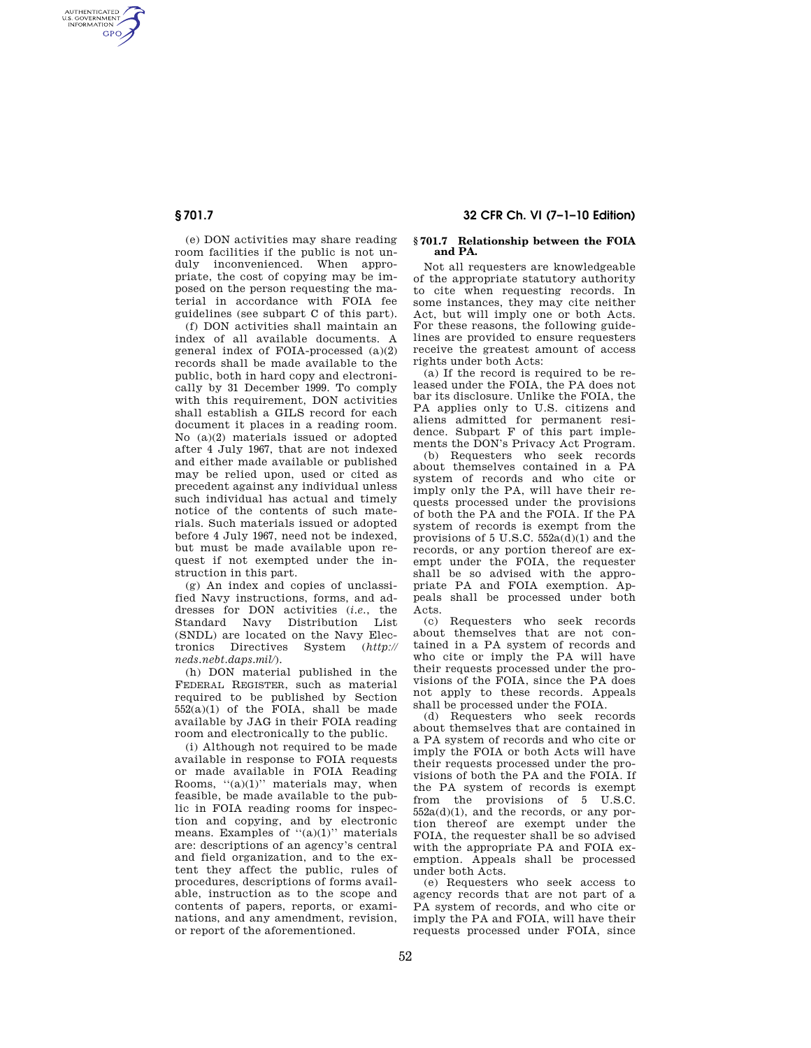(e) DON activities may share reading room facilities if the public is not unduly inconvenienced. When appropriate, the cost of copying may be imposed on the person requesting the material in accordance with FOIA fee guidelines (see subpart C of this part).

(f) DON activities shall maintain an index of all available documents. A general index of FOIA-processed (a)(2) records shall be made available to the public, both in hard copy and electronically by 31 December 1999. To comply with this requirement, DON activities shall establish a GILS record for each document it places in a reading room. No (a)(2) materials issued or adopted after 4 July 1967, that are not indexed and either made available or published may be relied upon, used or cited as precedent against any individual unless such individual has actual and timely notice of the contents of such materials. Such materials issued or adopted before 4 July 1967, need not be indexed, but must be made available upon request if not exempted under the instruction in this part.

(g) An index and copies of unclassified Navy instructions, forms, and addresses for DON activities (*i.e.*, the Standard Navy Distribution List (SNDL) are located on the Navy Electronics Directives System (*http://neds.nebt.daps.mil/*).

(h) DON material published in the FEDERAL REGISTER, such as material required to be published by Section 552(a)(1) of the FOIA, shall be made available by JAG in their FOIA reading room and electronically to the public.

(i) Although not required to be made available in response to FOIA requests or made available in FOIA Reading Rooms, "(a)(1)" materials may, when feasible, be made available to the public in FOIA reading rooms for inspection and copying, and by electronic means. Examples of "(a)(1)" materials are: descriptions of an agency's central and field organization, and to the extent they affect the public, rules of procedures, descriptions of forms available, instruction as to the scope and contents of papers, reports, or examinations, and any amendment, revision, or report of the aforementioned.

## § 701.7 Relationship between the FOIA and PA.

Not all requesters are knowledgeable of the appropriate statutory authority to cite when requesting records. In some instances, they may cite neither Act, but will imply one or both Acts. For these reasons, the following guidelines are provided to ensure requesters receive the greatest amount of access rights under both Acts:

(a) If the record is required to be released under the FOIA, the PA does not bar its disclosure. Unlike the FOIA, the PA applies only to U.S. citizens and aliens admitted for permanent residence. Subpart F of this part implements the DON's Privacy Act Program.

(b) Requesters who seek records about themselves contained in a PA system of records and who cite or imply only the PA, will have their requests processed under the provisions of both the PA and the FOIA. If the PA system of records is exempt from the provisions of 5 U.S.C. 552a(d)(1) and the records, or any portion thereof are exempt under the FOIA, the requester shall be so advised with the appropriate PA and FOIA exemption. Appeals shall be processed under both Acts.

(c) Requesters who seek records about themselves that are not contained in a PA system of records and who cite or imply the PA will have their requests processed under the provisions of the FOIA, since the PA does not apply to these records. Appeals shall be processed under the FOIA.

(d) Requesters who seek records about themselves that are contained in a PA system of records and who cite or imply the FOIA or both Acts will have their requests processed under the provisions of both the PA and the FOIA. If the PA system of records is exempt from the provisions of 5 U.S.C. 552a(d)(1), and the records, or any portion thereof are exempt under the FOIA, the requester shall be so advised with the appropriate PA and FOIA exemption. Appeals shall be processed under both Acts.

(e) Requesters who seek access to agency records that are not part of a PA system of records, and who cite or imply the PA and FOIA, will have their requests processed under FOIA, since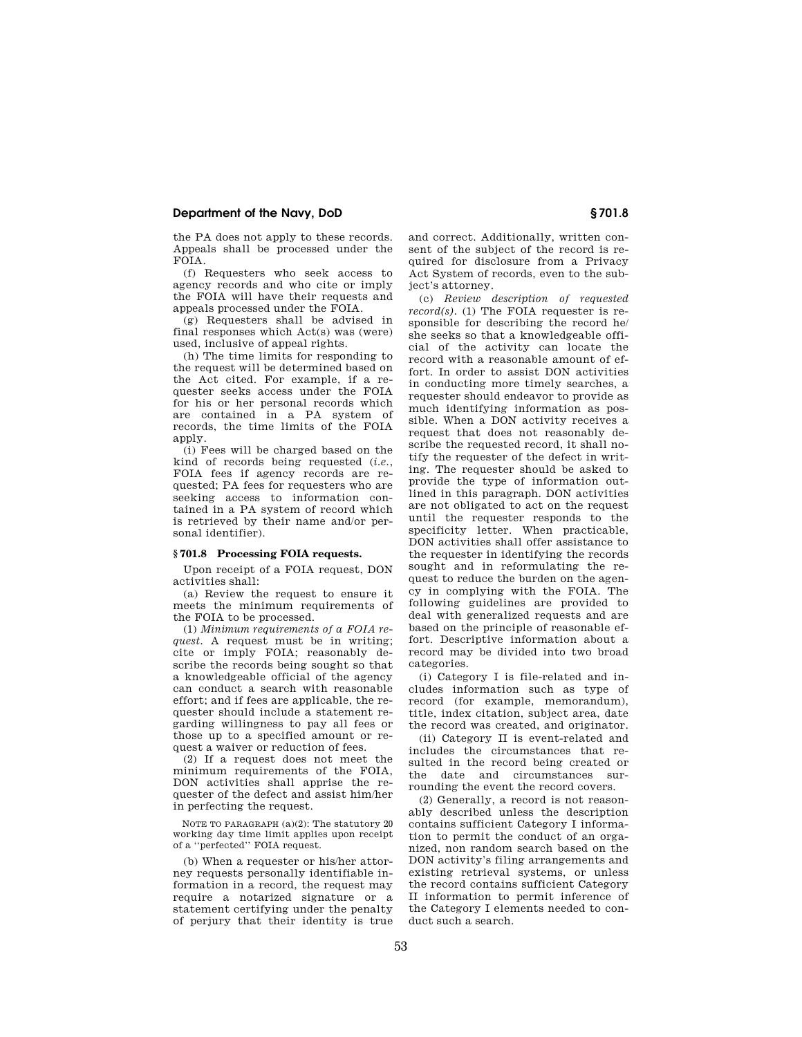the PA does not apply to these records. Appeals shall be processed under the FOIA.

(f) Requesters who seek access to agency records and who cite or imply the FOIA will have their requests and appeals processed under the FOIA.

(g) Requesters shall be advised in final responses which Act(s) was (were) used, inclusive of appeal rights.

(h) The time limits for responding to the request will be determined based on the Act cited. For example, if a requester seeks access under the FOIA for his or her personal records which are contained in a PA system of records, the time limits of the FOIA apply.

(i) Fees will be charged based on the kind of records being requested (*i.e.*, FOIA fees if agency records are requested; PA fees for requesters who are seeking access to information contained in a PA system of record which is retrieved by their name and/or personal identifier).

### § 701.8 Processing FOIA requests.

Upon receipt of a FOIA request, DON activities shall:

(a) Review the request to ensure it meets the minimum requirements of the FOIA to be processed.

(1) *Minimum requirements of a FOIA request.* A request must be in writing; cite or imply FOIA; reasonably describe the records being sought so that a knowledgeable official of the agency can conduct a search with reasonable effort; and if fees are applicable, the requester should include a statement regarding willingness to pay all fees or those up to a specified amount or request a waiver or reduction of fees.

(2) If a request does not meet the minimum requirements of the FOIA, DON activities shall apprise the requester of the defect and assist him/her in perfecting the request.

NOTE TO PARAGRAPH (a)(2): The statutory 20 working day time limit applies upon receipt of a "perfected" FOIA request.

(b) When a requester or his/her attorney requests personally identifiable information in a record, the request may require a notarized signature or a statement certifying under the penalty of perjury that their identity is true and correct. Additionally, written consent of the subject of the record is required for disclosure from a Privacy Act System of records, even to the subject's attorney.

(c) *Review description of requested record(s).* (1) The FOIA requester is responsible for describing the record he/she seeks so that a knowledgeable official of the activity can locate the record with a reasonable amount of effort. In order to assist DON activities in conducting more timely searches, a requester should endeavor to provide as much identifying information as possible. When a DON activity receives a request that does not reasonably describe the requested record, it shall notify the requester of the defect in writing. The requester should be asked to provide the type of information outlined in this paragraph. DON activities are not obligated to act on the request until the requester responds to the specificity letter. When practicable, DON activities shall offer assistance to the requester in identifying the records sought and in reformulating the request to reduce the burden on the agency in complying with the FOIA. The following guidelines are provided to deal with generalized requests and are based on the principle of reasonable effort. Descriptive information about a record may be divided into two broad categories.

(i) Category I is file-related and includes information such as type of record (for example, memorandum), title, index citation, subject area, date the record was created, and originator.

(ii) Category II is event-related and includes the circumstances that resulted in the record being created or the date and circumstances surrounding the event the record covers.

(2) Generally, a record is not reasonably described unless the description contains sufficient Category I information to permit the conduct of an organized, non random search based on the DON activity's filing arrangements and existing retrieval systems, or unless the record contains sufficient Category II information to permit inference of the Category I elements needed to conduct such a search.